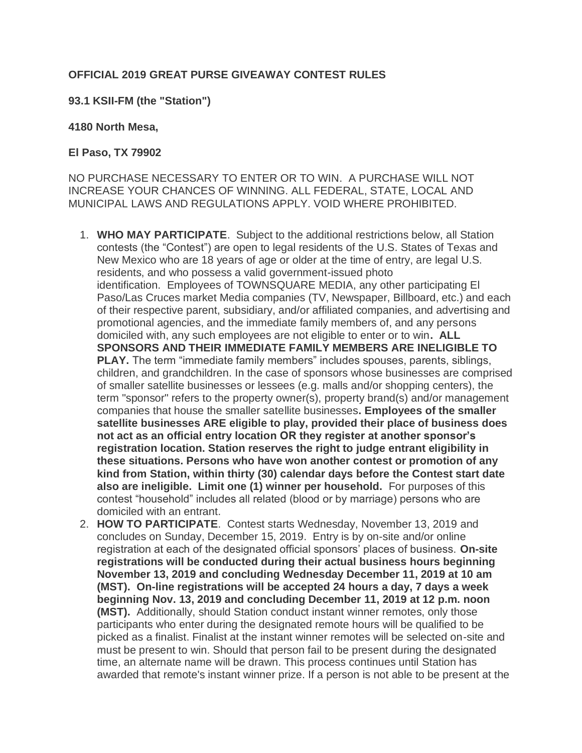**OFFICIAL 2019 GREAT PURSE GIVEAWAY CONTEST RULES**

**93.1 KSII-FM (the "Station")**

**4180 North Mesa,**

**El Paso, TX 79902**

NO PURCHASE NECESSARY TO ENTER OR TO WIN. A PURCHASE WILL NOT INCREASE YOUR CHANCES OF WINNING. ALL FEDERAL, STATE, LOCAL AND MUNICIPAL LAWS AND REGULATIONS APPLY. VOID WHERE PROHIBITED.

1. **WHO MAY PARTICIPATE**. Subject to the additional restrictions below, all Station contests (the "Contest") are open to legal residents of the U.S. States of Texas and New Mexico who are 18 years of age or older at the time of entry, are legal U.S. residents, and who possess a valid government-issued photo identification. Employees of TOWNSQUARE MEDIA, any other participating El Paso/Las Cruces market Media companies (TV, Newspaper, Billboard, etc.) and each of their respective parent, subsidiary, and/or affiliated companies, and advertising and promotional agencies, and the immediate family members of, and any persons domiciled with, any such employees are not eligible to enter or to win**. ALL SPONSORS AND THEIR IMMEDIATE FAMILY MEMBERS ARE INELIGIBLE TO PLAY.** The term "immediate family members" includes spouses, parents, siblings, children, and grandchildren. In the case of sponsors whose businesses are comprised of smaller satellite businesses or lessees (e.g. malls and/or shopping centers), the term "sponsor" refers to the property owner(s), property brand(s) and/or management companies that house the smaller satellite businesses**. Employees of the smaller satellite businesses ARE eligible to play, provided their place of business does not act as an official entry location OR they register at another sponsor's registration location. Station reserves the right to judge entrant eligibility in these situations. Persons who have won another contest or promotion of any kind from Station, within thirty (30) calendar days before the Contest start date also are ineligible. Limit one (1) winner per household.** For purposes of this contest "household" includes all related (blood or by marriage) persons who are domiciled with an entrant.
2. **HOW TO PARTICIPATE**. Contest starts Wednesday, November 13, 2019 and concludes on Sunday, December 15, 2019. Entry is by on-site and/or online registration at each of the designated official sponsors' places of business. **On-site registrations will be conducted during their actual business hours beginning November 13, 2019 and concluding Wednesday December 11, 2019 at 10 am (MST). On-line registrations will be accepted 24 hours a day, 7 days a week beginning Nov. 13, 2019 and concluding December 11, 2019 at 12 p.m. noon (MST).** Additionally, should Station conduct instant winner remotes, only those participants who enter during the designated remote hours will be qualified to be picked as a finalist. Finalist at the instant winner remotes will be selected on-site and must be present to win. Should that person fail to be present during the designated time, an alternate name will be drawn. This process continues until Station has awarded that remote's instant winner prize. If a person is not able to be present at the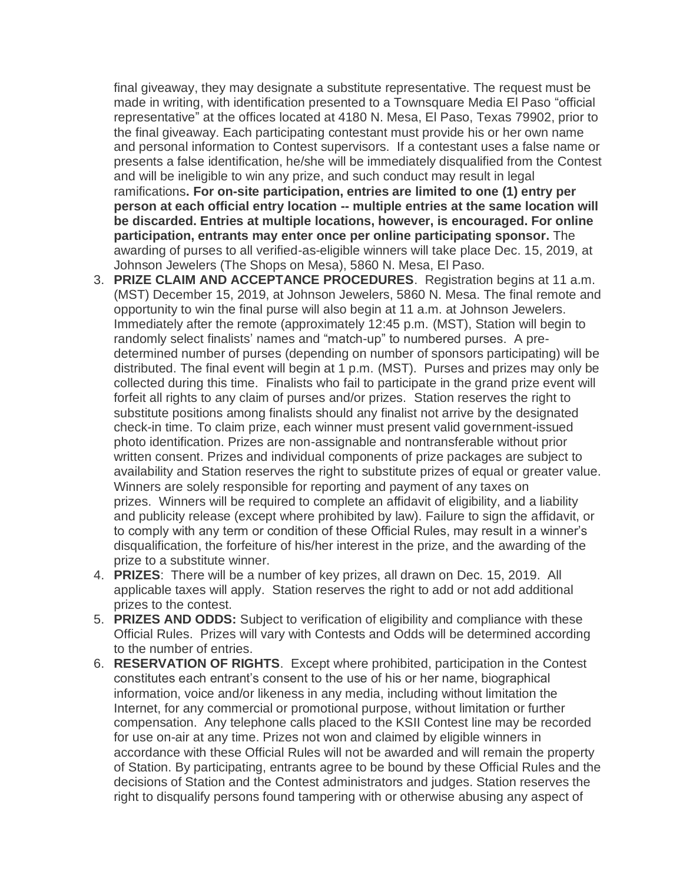final giveaway, they may designate a substitute representative. The request must be made in writing, with identification presented to a Townsquare Media El Paso "official representative" at the offices located at 4180 N. Mesa, El Paso, Texas 79902, prior to the final giveaway. Each participating contestant must provide his or her own name and personal information to Contest supervisors. If a contestant uses a false name or presents a false identification, he/she will be immediately disqualified from the Contest and will be ineligible to win any prize, and such conduct may result in legal ramifications**. For on-site participation, entries are limited to one (1) entry per person at each official entry location -- multiple entries at the same location will be discarded. Entries at multiple locations, however, is encouraged. For online participation, entrants may enter once per online participating sponsor.** The awarding of purses to all verified-as-eligible winners will take place Dec. 15, 2019, at Johnson Jewelers (The Shops on Mesa), 5860 N. Mesa, El Paso.

3. **PRIZE CLAIM AND ACCEPTANCE PROCEDURES**. Registration begins at 11 a.m. (MST) December 15, 2019, at Johnson Jewelers, 5860 N. Mesa. The final remote and opportunity to win the final purse will also begin at 11 a.m. at Johnson Jewelers. Immediately after the remote (approximately 12:45 p.m. (MST), Station will begin to randomly select finalists' names and "match-up" to numbered purses. A pre-determined number of purses (depending on number of sponsors participating) will be distributed. The final event will begin at 1 p.m. (MST). Purses and prizes may only be collected during this time. Finalists who fail to participate in the grand prize event will forfeit all rights to any claim of purses and/or prizes. Station reserves the right to substitute positions among finalists should any finalist not arrive by the designated check-in time. To claim prize, each winner must present valid government-issued photo identification. Prizes are non-assignable and nontransferable without prior written consent. Prizes and individual components of prize packages are subject to availability and Station reserves the right to substitute prizes of equal or greater value. Winners are solely responsible for reporting and payment of any taxes on prizes. Winners will be required to complete an affidavit of eligibility, and a liability and publicity release (except where prohibited by law). Failure to sign the affidavit, or to comply with any term or condition of these Official Rules, may result in a winner's disqualification, the forfeiture of his/her interest in the prize, and the awarding of the prize to a substitute winner.
4. **PRIZES**: There will be a number of key prizes, all drawn on Dec. 15, 2019. All applicable taxes will apply. Station reserves the right to add or not add additional prizes to the contest.
5. **PRIZES AND ODDS:** Subject to verification of eligibility and compliance with these Official Rules. Prizes will vary with Contests and Odds will be determined according to the number of entries.
6. **RESERVATION OF RIGHTS**. Except where prohibited, participation in the Contest constitutes each entrant's consent to the use of his or her name, biographical information, voice and/or likeness in any media, including without limitation the Internet, for any commercial or promotional purpose, without limitation or further compensation. Any telephone calls placed to the KSII Contest line may be recorded for use on-air at any time. Prizes not won and claimed by eligible winners in accordance with these Official Rules will not be awarded and will remain the property of Station. By participating, entrants agree to be bound by these Official Rules and the decisions of Station and the Contest administrators and judges. Station reserves the right to disqualify persons found tampering with or otherwise abusing any aspect of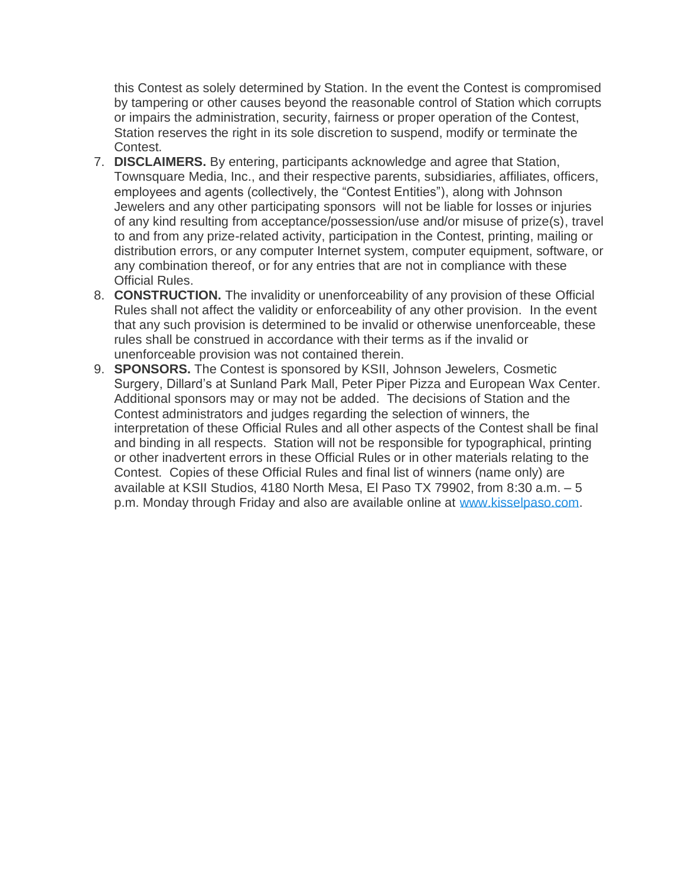this Contest as solely determined by Station. In the event the Contest is compromised by tampering or other causes beyond the reasonable control of Station which corrupts or impairs the administration, security, fairness or proper operation of the Contest, Station reserves the right in its sole discretion to suspend, modify or terminate the Contest.

7. **DISCLAIMERS.** By entering, participants acknowledge and agree that Station, Townsquare Media, Inc., and their respective parents, subsidiaries, affiliates, officers, employees and agents (collectively, the "Contest Entities"), along with Johnson Jewelers and any other participating sponsors will not be liable for losses or injuries of any kind resulting from acceptance/possession/use and/or misuse of prize(s), travel to and from any prize-related activity, participation in the Contest, printing, mailing or distribution errors, or any computer Internet system, computer equipment, software, or any combination thereof, or for any entries that are not in compliance with these Official Rules.
8. **CONSTRUCTION.** The invalidity or unenforceability of any provision of these Official Rules shall not affect the validity or enforceability of any other provision. In the event that any such provision is determined to be invalid or otherwise unenforceable, these rules shall be construed in accordance with their terms as if the invalid or unenforceable provision was not contained therein.
9. **SPONSORS.** The Contest is sponsored by KSII, Johnson Jewelers, Cosmetic Surgery, Dillard's at Sunland Park Mall, Peter Piper Pizza and European Wax Center. Additional sponsors may or may not be added. The decisions of Station and the Contest administrators and judges regarding the selection of winners, the interpretation of these Official Rules and all other aspects of the Contest shall be final and binding in all respects. Station will not be responsible for typographical, printing or other inadvertent errors in these Official Rules or in other materials relating to the Contest. Copies of these Official Rules and final list of winners (name only) are available at KSII Studios, 4180 North Mesa, El Paso TX 79902, from 8:30 a.m. – 5 p.m. Monday through Friday and also are available online at [www.kisselpaso.com](http://www.kisselpaso.com).